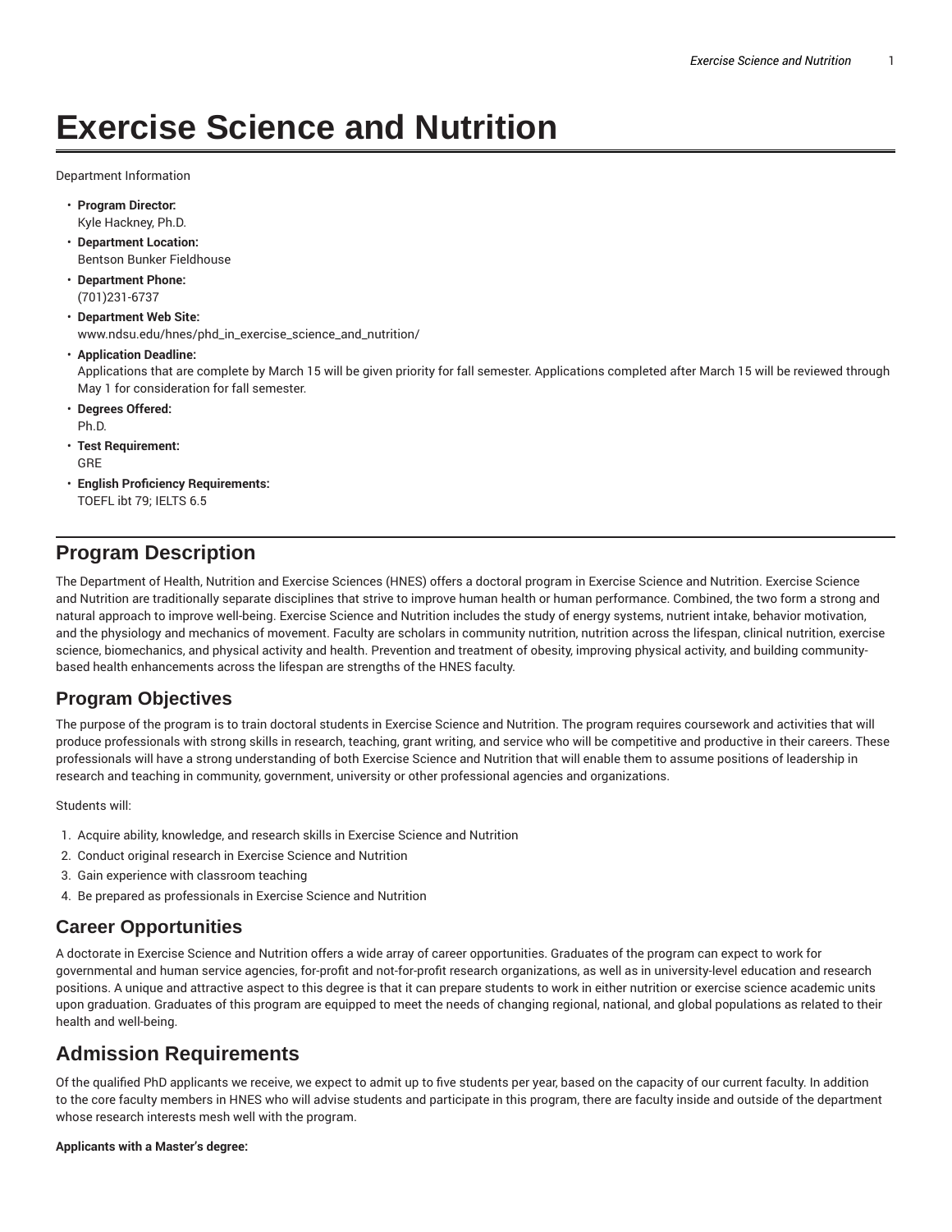# Exercise Science and Nutrition

Department Information

- **Program Director:**
  Kyle Hackney, Ph.D.
- **Department Location:**
  Bentson Bunker Fieldhouse
- **Department Phone:**
  (701)231-6737
- **Department Web Site:**
  www.ndsu.edu/hnes/phd_in_exercise_science_and_nutrition/
- **Application Deadline:**
  Applications that are complete by March 15 will be given priority for fall semester. Applications completed after March 15 will be reviewed through May 1 for consideration for fall semester.
- **Degrees Offered:**
  Ph.D.
- **Test Requirement:**
  GRE
- **English Proficiency Requirements:**
  TOEFL ibt 79; IELTS 6.5

## Program Description

The Department of Health, Nutrition and Exercise Sciences (HNES) offers a doctoral program in Exercise Science and Nutrition. Exercise Science and Nutrition are traditionally separate disciplines that strive to improve human health or human performance. Combined, the two form a strong and natural approach to improve well-being. Exercise Science and Nutrition includes the study of energy systems, nutrient intake, behavior motivation, and the physiology and mechanics of movement. Faculty are scholars in community nutrition, nutrition across the lifespan, clinical nutrition, exercise science, biomechanics, and physical activity and health. Prevention and treatment of obesity, improving physical activity, and building community-based health enhancements across the lifespan are strengths of the HNES faculty.

## Program Objectives

The purpose of the program is to train doctoral students in Exercise Science and Nutrition. The program requires coursework and activities that will produce professionals with strong skills in research, teaching, grant writing, and service who will be competitive and productive in their careers. These professionals will have a strong understanding of both Exercise Science and Nutrition that will enable them to assume positions of leadership in research and teaching in community, government, university or other professional agencies and organizations.

Students will:

1. Acquire ability, knowledge, and research skills in Exercise Science and Nutrition
2. Conduct original research in Exercise Science and Nutrition
3. Gain experience with classroom teaching
4. Be prepared as professionals in Exercise Science and Nutrition

## Career Opportunities

A doctorate in Exercise Science and Nutrition offers a wide array of career opportunities. Graduates of the program can expect to work for governmental and human service agencies, for-profit and not-for-profit research organizations, as well as in university-level education and research positions. A unique and attractive aspect to this degree is that it can prepare students to work in either nutrition or exercise science academic units upon graduation. Graduates of this program are equipped to meet the needs of changing regional, national, and global populations as related to their health and well-being.

## Admission Requirements

Of the qualified PhD applicants we receive, we expect to admit up to five students per year, based on the capacity of our current faculty. In addition to the core faculty members in HNES who will advise students and participate in this program, there are faculty inside and outside of the department whose research interests mesh well with the program.

**Applicants with a Master's degree:**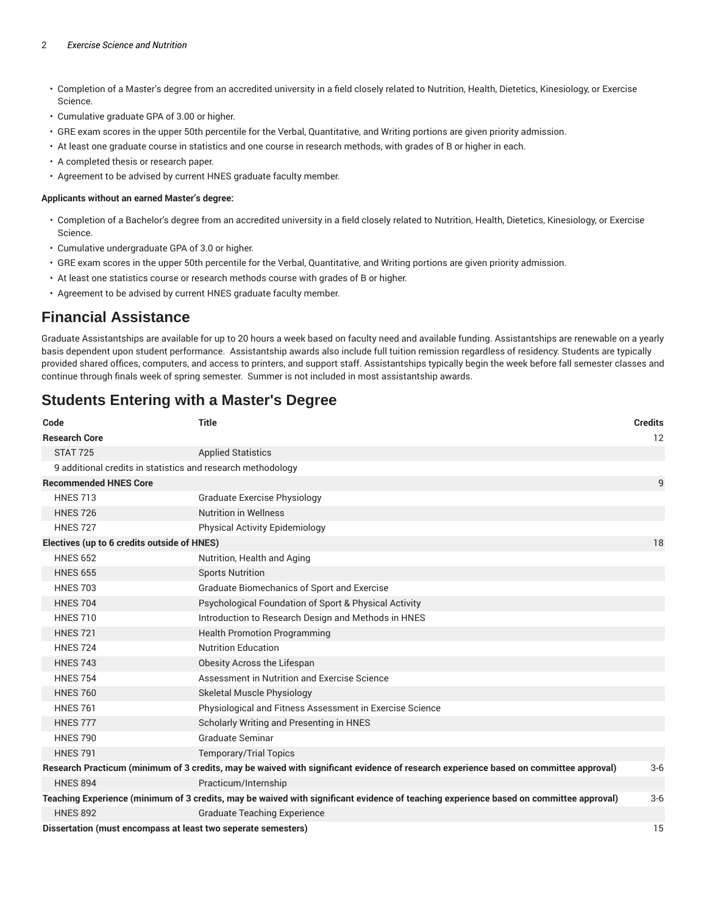- Completion of a Master's degree from an accredited university in a field closely related to Nutrition, Health, Dietetics, Kinesiology, or Exercise Science.
- Cumulative graduate GPA of 3.00 or higher.
- GRE exam scores in the upper 50th percentile for the Verbal, Quantitative, and Writing portions are given priority admission.
- At least one graduate course in statistics and one course in research methods, with grades of B or higher in each.
- A completed thesis or research paper.
- Agreement to be advised by current HNES graduate faculty member.

**Applicants without an earned Master's degree:**

- Completion of a Bachelor's degree from an accredited university in a field closely related to Nutrition, Health, Dietetics, Kinesiology, or Exercise Science.
- Cumulative undergraduate GPA of 3.0 or higher.
- GRE exam scores in the upper 50th percentile for the Verbal, Quantitative, and Writing portions are given priority admission.
- At least one statistics course or research methods course with grades of B or higher.
- Agreement to be advised by current HNES graduate faculty member.

## Financial Assistance

Graduate Assistantships are available for up to 20 hours a week based on faculty need and available funding. Assistantships are renewable on a yearly basis dependent upon student performance. Assistantship awards also include full tuition remission regardless of residency. Students are typically provided shared offices, computers, and access to printers, and support staff. Assistantships typically begin the week before fall semester classes and continue through finals week of spring semester. Summer is not included in most assistantship awards.

## Students Entering with a Master's Degree

| Code | Title | Credits |
|---|---|---|
| **Research Core** | | 12 |
| STAT 725 | Applied Statistics | |
| 9 additional credits in statistics and research methodology | | |
| **Recommended HNES Core** | | 9 |
| HNES 713 | Graduate Exercise Physiology | |
| HNES 726 | Nutrition in Wellness | |
| HNES 727 | Physical Activity Epidemiology | |
| **Electives (up to 6 credits outside of HNES)** | | 18 |
| HNES 652 | Nutrition, Health and Aging | |
| HNES 655 | Sports Nutrition | |
| HNES 703 | Graduate Biomechanics of Sport and Exercise | |
| HNES 704 | Psychological Foundation of Sport & Physical Activity | |
| HNES 710 | Introduction to Research Design and Methods in HNES | |
| HNES 721 | Health Promotion Programming | |
| HNES 724 | Nutrition Education | |
| HNES 743 | Obesity Across the Lifespan | |
| HNES 754 | Assessment in Nutrition and Exercise Science | |
| HNES 760 | Skeletal Muscle Physiology | |
| HNES 761 | Physiological and Fitness Assessment in Exercise Science | |
| HNES 777 | Scholarly Writing and Presenting in HNES | |
| HNES 790 | Graduate Seminar | |
| HNES 791 | Temporary/Trial Topics | |
| **Research Practicum (minimum of 3 credits, may be waived with significant evidence of research experience based on committee approval)** | | 3-6 |
| HNES 894 | Practicum/Internship | |
| **Teaching Experience (minimum of 3 credits, may be waived with significant evidence of teaching experience based on committee approval)** | | 3-6 |
| HNES 892 | Graduate Teaching Experience | |
| **Dissertation (must encompass at least two seperate semesters)** | | 15 |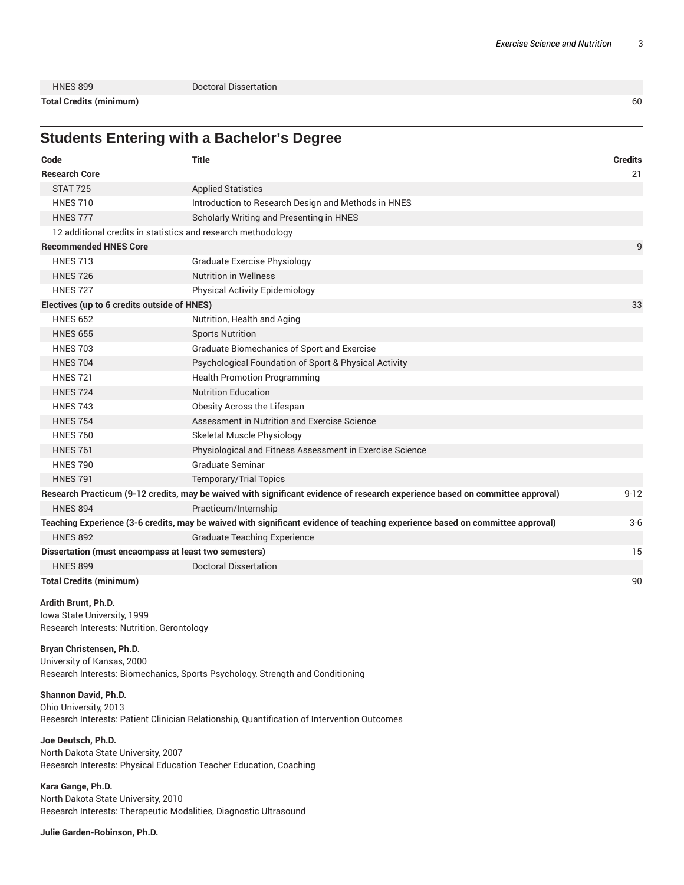| | | |
|---|---|---|
| HNES 899 | Doctoral Dissertation | |
| **Total Credits (minimum)** | | 60 |

## Students Entering with a Bachelor's Degree

| Code | Title | Credits |
|---|---|---|
| **Research Core** | | 21 |
| STAT 725 | Applied Statistics | |
| HNES 710 | Introduction to Research Design and Methods in HNES | |
| HNES 777 | Scholarly Writing and Presenting in HNES | |
| 12 additional credits in statistics and research methodology | | |
| **Recommended HNES Core** | | 9 |
| HNES 713 | Graduate Exercise Physiology | |
| HNES 726 | Nutrition in Wellness | |
| HNES 727 | Physical Activity Epidemiology | |
| **Electives (up to 6 credits outside of HNES)** | | 33 |
| HNES 652 | Nutrition, Health and Aging | |
| HNES 655 | Sports Nutrition | |
| HNES 703 | Graduate Biomechanics of Sport and Exercise | |
| HNES 704 | Psychological Foundation of Sport & Physical Activity | |
| HNES 721 | Health Promotion Programming | |
| HNES 724 | Nutrition Education | |
| HNES 743 | Obesity Across the Lifespan | |
| HNES 754 | Assessment in Nutrition and Exercise Science | |
| HNES 760 | Skeletal Muscle Physiology | |
| HNES 761 | Physiological and Fitness Assessment in Exercise Science | |
| HNES 790 | Graduate Seminar | |
| HNES 791 | Temporary/Trial Topics | |
| **Research Practicum (9-12 credits, may be waived with significant evidence of research experience based on committee approval)** | | 9-12 |
| HNES 894 | Practicum/Internship | |
| **Teaching Experience (3-6 credits, may be waived with significant evidence of teaching experience based on committee approval)** | | 3-6 |
| HNES 892 | Graduate Teaching Experience | |
| **Dissertation (must encaompass at least two semesters)** | | 15 |
| HNES 899 | Doctoral Dissertation | |
| **Total Credits (minimum)** | | 90 |

**Ardith Brunt, Ph.D.**
Iowa State University, 1999
Research Interests: Nutrition, Gerontology

**Bryan Christensen, Ph.D.**
University of Kansas, 2000
Research Interests: Biomechanics, Sports Psychology, Strength and Conditioning

**Shannon David, Ph.D.**
Ohio University, 2013
Research Interests: Patient Clinician Relationship, Quantification of Intervention Outcomes

**Joe Deutsch, Ph.D.**
North Dakota State University, 2007
Research Interests: Physical Education Teacher Education, Coaching

**Kara Gange, Ph.D.**
North Dakota State University, 2010
Research Interests: Therapeutic Modalities, Diagnostic Ultrasound

**Julie Garden-Robinson, Ph.D.**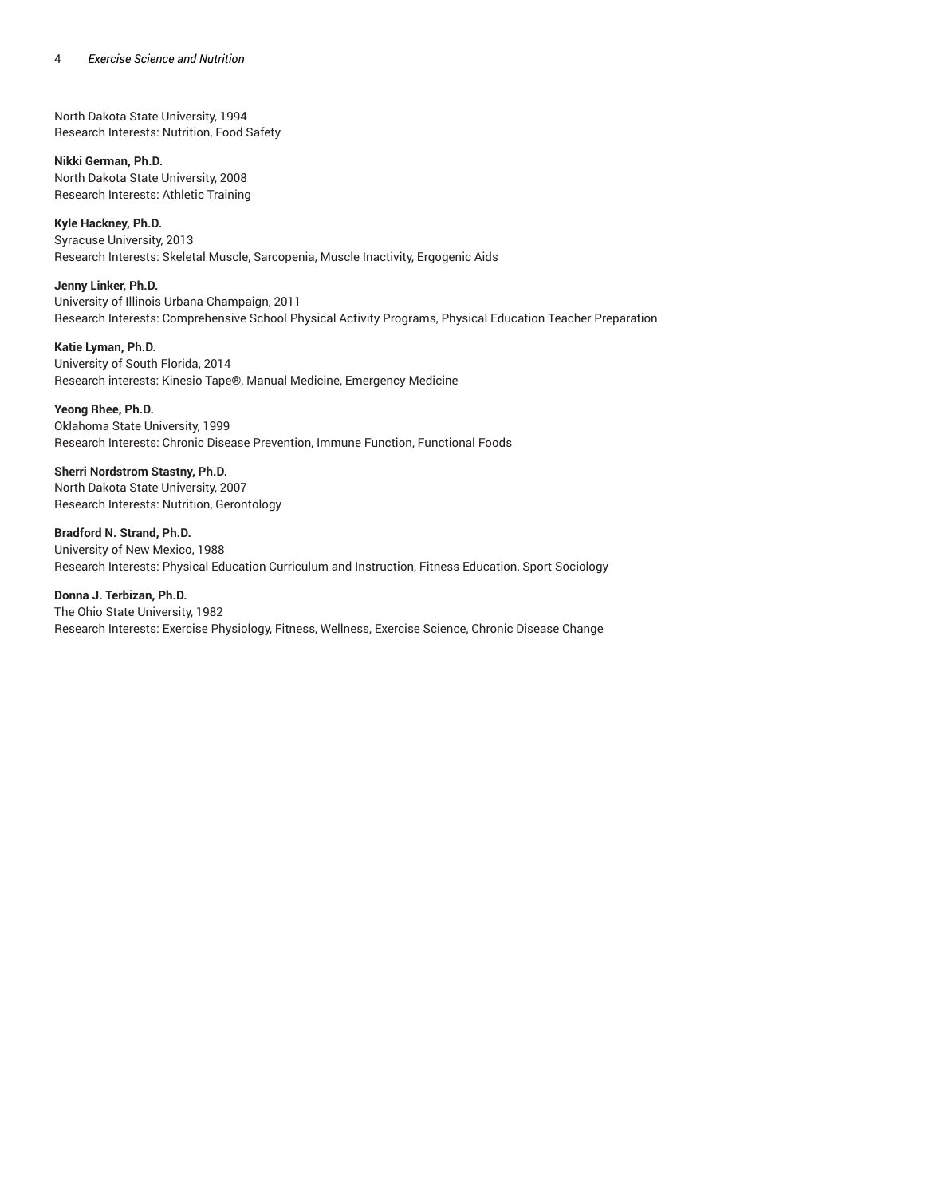North Dakota State University, 1994
Research Interests: Nutrition, Food Safety

**Nikki German, Ph.D.**
North Dakota State University, 2008
Research Interests: Athletic Training

**Kyle Hackney, Ph.D.**
Syracuse University, 2013
Research Interests: Skeletal Muscle, Sarcopenia, Muscle Inactivity, Ergogenic Aids

**Jenny Linker, Ph.D.**
University of Illinois Urbana-Champaign, 2011
Research Interests: Comprehensive School Physical Activity Programs, Physical Education Teacher Preparation

**Katie Lyman, Ph.D.**
University of South Florida, 2014
Research interests: Kinesio Tape®, Manual Medicine, Emergency Medicine

**Yeong Rhee, Ph.D.**
Oklahoma State University, 1999
Research Interests: Chronic Disease Prevention, Immune Function, Functional Foods

**Sherri Nordstrom Stastny, Ph.D.**
North Dakota State University, 2007
Research Interests: Nutrition, Gerontology

**Bradford N. Strand, Ph.D.**
University of New Mexico, 1988
Research Interests: Physical Education Curriculum and Instruction, Fitness Education, Sport Sociology

**Donna J. Terbizan, Ph.D.**
The Ohio State University, 1982
Research Interests: Exercise Physiology, Fitness, Wellness, Exercise Science, Chronic Disease Change